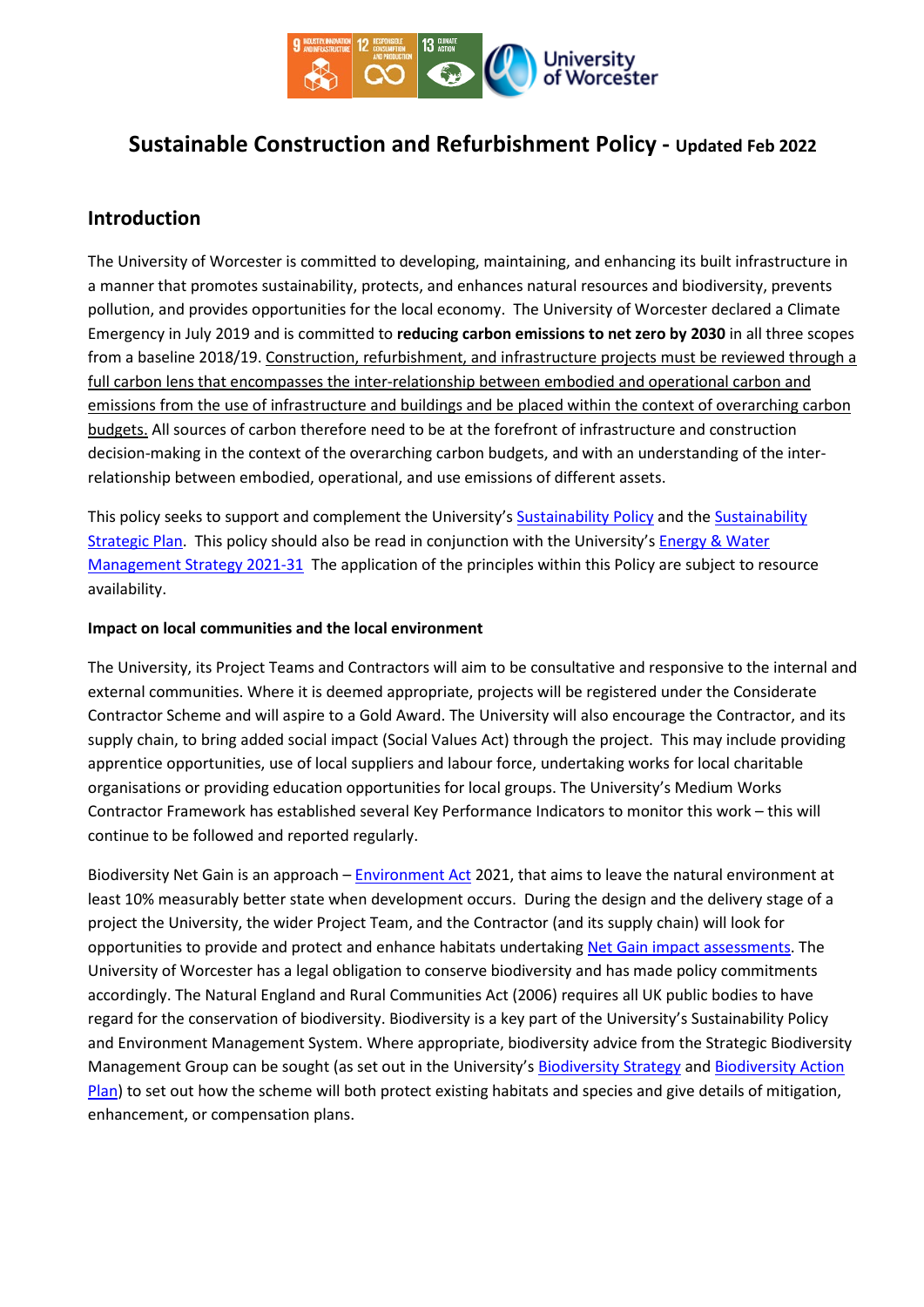# Sustainable Construction and Refurbishment Policy - Updated Feb 2022

## Introduction

The University of Worcester is committed to developing, maintaining, and enhancing its built infrastructure in a manner that promotes sustainability, protects, and enhances natural resources and biodiversity, prevents pollution, and provides opportunities for the local economy. The University of Worcester declared a Climate Emergency in July 2019 and is committed to **reducing carbon emissions to net zero by 2030** in all three scopes from a baseline 2018/19. Construction, refurbishment, and infrastructure projects must be reviewed through a full carbon lens that encompasses the inter-relationship between embodied and operational carbon and emissions from the use of infrastructure and buildings and be placed within the context of overarching carbon budgets. All sources of carbon therefore need to be at the forefront of infrastructure and construction decision-making in the context of the overarching carbon budgets, and with an understanding of the inter-relationship between embodied, operational, and use emissions of different assets.

This policy seeks to support and complement the University's Sustainability Policy and the Sustainability Strategic Plan. This policy should also be read in conjunction with the University's Energy & Water Management Strategy 2021-31 The application of the principles within this Policy are subject to resource availability.

**Impact on local communities and the local environment**

The University, its Project Teams and Contractors will aim to be consultative and responsive to the internal and external communities. Where it is deemed appropriate, projects will be registered under the Considerate Contractor Scheme and will aspire to a Gold Award. The University will also encourage the Contractor, and its supply chain, to bring added social impact (Social Values Act) through the project. This may include providing apprentice opportunities, use of local suppliers and labour force, undertaking works for local charitable organisations or providing education opportunities for local groups. The University's Medium Works Contractor Framework has established several Key Performance Indicators to monitor this work – this will continue to be followed and reported regularly.

Biodiversity Net Gain is an approach – Environment Act 2021, that aims to leave the natural environment at least 10% measurably better state when development occurs. During the design and the delivery stage of a project the University, the wider Project Team, and the Contractor (and its supply chain) will look for opportunities to provide and protect and enhance habitats undertaking Net Gain impact assessments. The University of Worcester has a legal obligation to conserve biodiversity and has made policy commitments accordingly. The Natural England and Rural Communities Act (2006) requires all UK public bodies to have regard for the conservation of biodiversity. Biodiversity is a key part of the University's Sustainability Policy and Environment Management System. Where appropriate, biodiversity advice from the Strategic Biodiversity Management Group can be sought (as set out in the University's Biodiversity Strategy and Biodiversity Action Plan) to set out how the scheme will both protect existing habitats and species and give details of mitigation, enhancement, or compensation plans.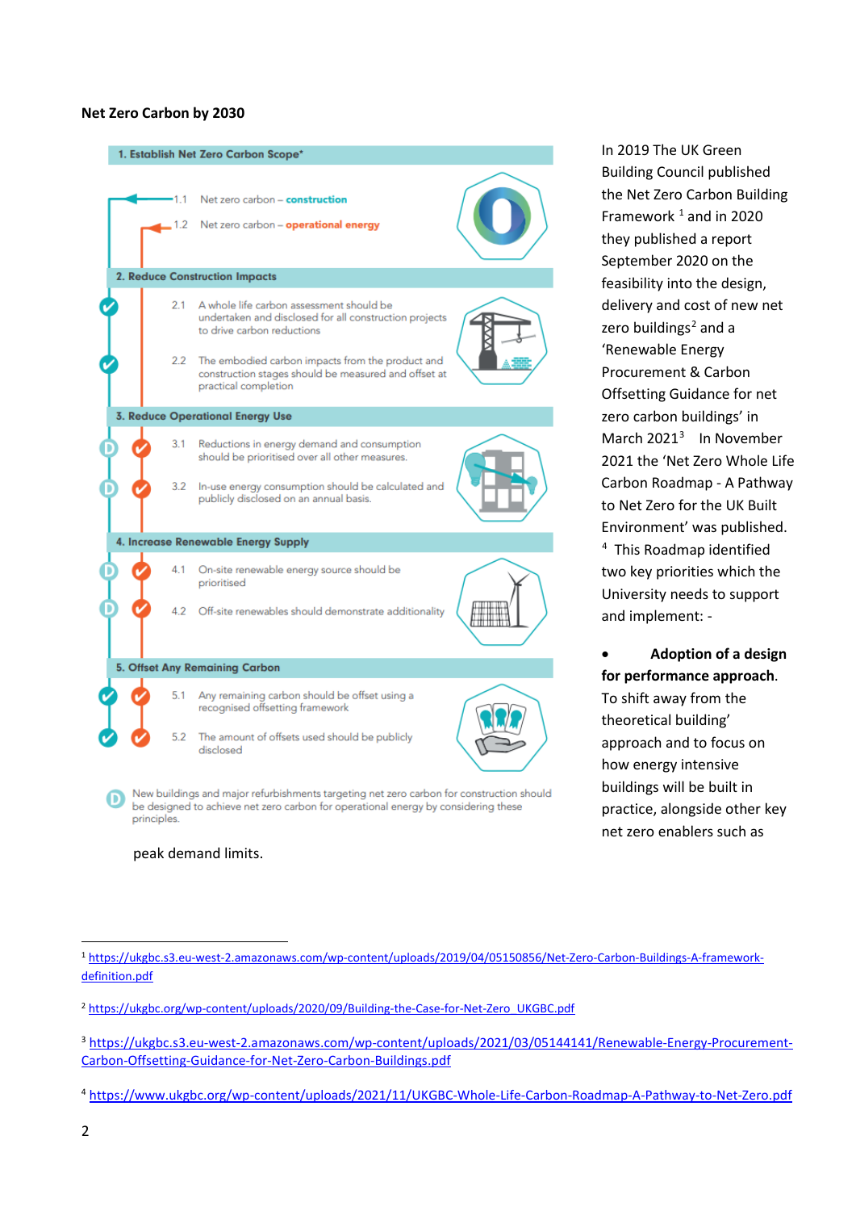**Net Zero Carbon by 2030**

**1. Establish Net Zero Carbon Scope***

1.1 Net zero carbon – **construction**

1.2 Net zero carbon – **operational energy**

**2. Reduce Construction Impacts**

2.1 A whole life carbon assessment should be undertaken and disclosed for all construction projects to drive carbon reductions

2.2 The embodied carbon impacts from the product and construction stages should be measured and offset at practical completion

**3. Reduce Operational Energy Use**

3.1 Reductions in energy demand and consumption should be prioritised over all other measures.

3.2 In-use energy consumption should be calculated and publicly disclosed on an annual basis.

**4. Increase Renewable Energy Supply**

4.1 On-site renewable energy source should be prioritised

4.2 Off-site renewables should demonstrate additionality

**5. Offset Any Remaining Carbon**

5.1 Any remaining carbon should be offset using a recognised offsetting framework

5.2 The amount of offsets used should be publicly disclosed

D New buildings and major refurbishments targeting net zero carbon for construction should be designed to achieve net zero carbon for operational energy by considering these principles.

In 2019 The UK Green Building Council published the Net Zero Carbon Building Framework [1] and in 2020 they published a report September 2020 on the feasibility into the design, delivery and cost of new net zero buildings[2] and a 'Renewable Energy Procurement & Carbon Offsetting Guidance for net zero carbon buildings' in March 2021[3] In November 2021 the 'Net Zero Whole Life Carbon Roadmap - A Pathway to Net Zero for the UK Built Environment' was published. [4] This Roadmap identified two key priorities which the University needs to support and implement: -

- **Adoption of a design for performance approach**. To shift away from the theoretical building' approach and to focus on how energy intensive buildings will be built in practice, alongside other key net zero enablers such as peak demand limits.

[1] https://ukgbc.s3.eu-west-2.amazonaws.com/wp-content/uploads/2019/04/05150856/Net-Zero-Carbon-Buildings-A-framework-definition.pdf

[2] https://ukgbc.org/wp-content/uploads/2020/09/Building-the-Case-for-Net-Zero_UKGBC.pdf

[3] https://ukgbc.s3.eu-west-2.amazonaws.com/wp-content/uploads/2021/03/05144141/Renewable-Energy-Procurement-Carbon-Offsetting-Guidance-for-Net-Zero-Carbon-Buildings.pdf

[4] https://www.ukgbc.org/wp-content/uploads/2021/11/UKGBC-Whole-Life-Carbon-Roadmap-A-Pathway-to-Net-Zero.pdf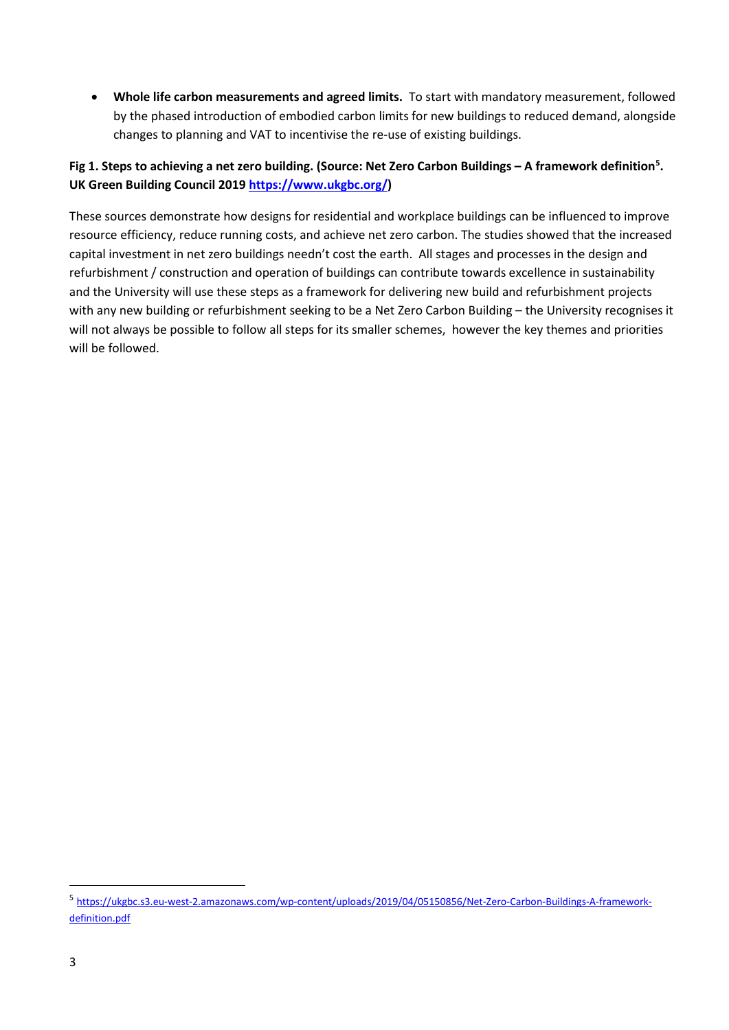- **Whole life carbon measurements and agreed limits.** To start with mandatory measurement, followed by the phased introduction of embodied carbon limits for new buildings to reduced demand, alongside changes to planning and VAT to incentivise the re-use of existing buildings.

**Fig 1. Steps to achieving a net zero building. (Source: Net Zero Carbon Buildings – A framework definition[5]. UK Green Building Council 2019 [https://www.ukgbc.org/](https://www.ukgbc.org/))**

These sources demonstrate how designs for residential and workplace buildings can be influenced to improve resource efficiency, reduce running costs, and achieve net zero carbon. The studies showed that the increased capital investment in net zero buildings needn't cost the earth. All stages and processes in the design and refurbishment / construction and operation of buildings can contribute towards excellence in sustainability and the University will use these steps as a framework for delivering new build and refurbishment projects with any new building or refurbishment seeking to be a Net Zero Carbon Building – the University recognises it will not always be possible to follow all steps for its smaller schemes, however the key themes and priorities will be followed.

---

[5] [https://ukgbc.s3.eu-west-2.amazonaws.com/wp-content/uploads/2019/04/05150856/Net-Zero-Carbon-Buildings-A-framework-definition.pdf](https://ukgbc.s3.eu-west-2.amazonaws.com/wp-content/uploads/2019/04/05150856/Net-Zero-Carbon-Buildings-A-framework-definition.pdf)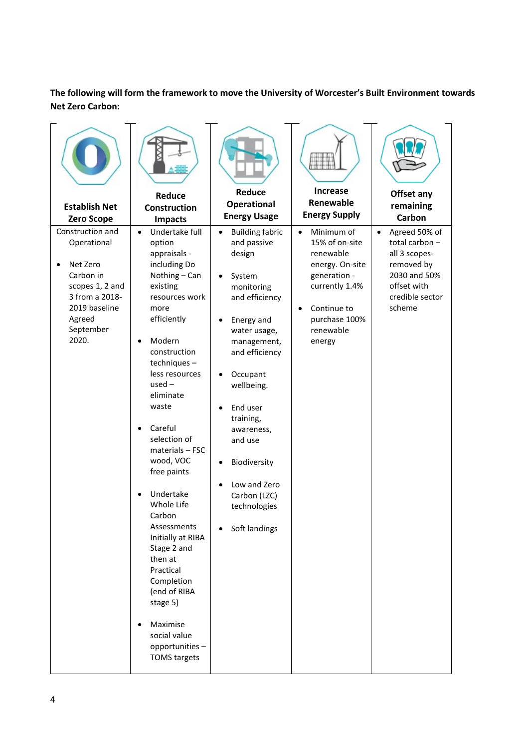**The following will form the framework to move the University of Worcester's Built Environment towards Net Zero Carbon:**

| Establish Net Zero Scope | Reduce Construction Impacts | Reduce Operational Energy Usage | Increase Renewable Energy Supply | Offset any remaining Carbon |
|---|---|---|---|---|
| Construction and Operational<br><br>• Net Zero Carbon in scopes 1, 2 and 3 from a 2018-2019 baseline Agreed September 2020. | • Undertake full option appraisals - including Do Nothing – Can existing resources work more efficiently<br><br>• Modern construction techniques – less resources used – eliminate waste<br><br>• Careful selection of materials – FSC wood, VOC free paints<br><br>• Undertake Whole Life Carbon Assessments Initially at RIBA Stage 2 and then at Practical Completion (end of RIBA stage 5)<br><br>• Maximise social value opportunities – TOMS targets | • Building fabric and passive design<br><br>• System monitoring and efficiency<br><br>• Energy and water usage, management, and efficiency<br><br>• Occupant wellbeing.<br><br>• End user training, awareness, and use<br><br>• Biodiversity<br><br>• Low and Zero Carbon (LZC) technologies<br><br>• Soft landings | • Minimum of 15% of on-site renewable energy. On-site generation - currently 1.4%<br><br>• Continue to purchase 100% renewable energy | • Agreed 50% of total carbon – all 3 scopes-removed by 2030 and 50% offset with credible sector scheme |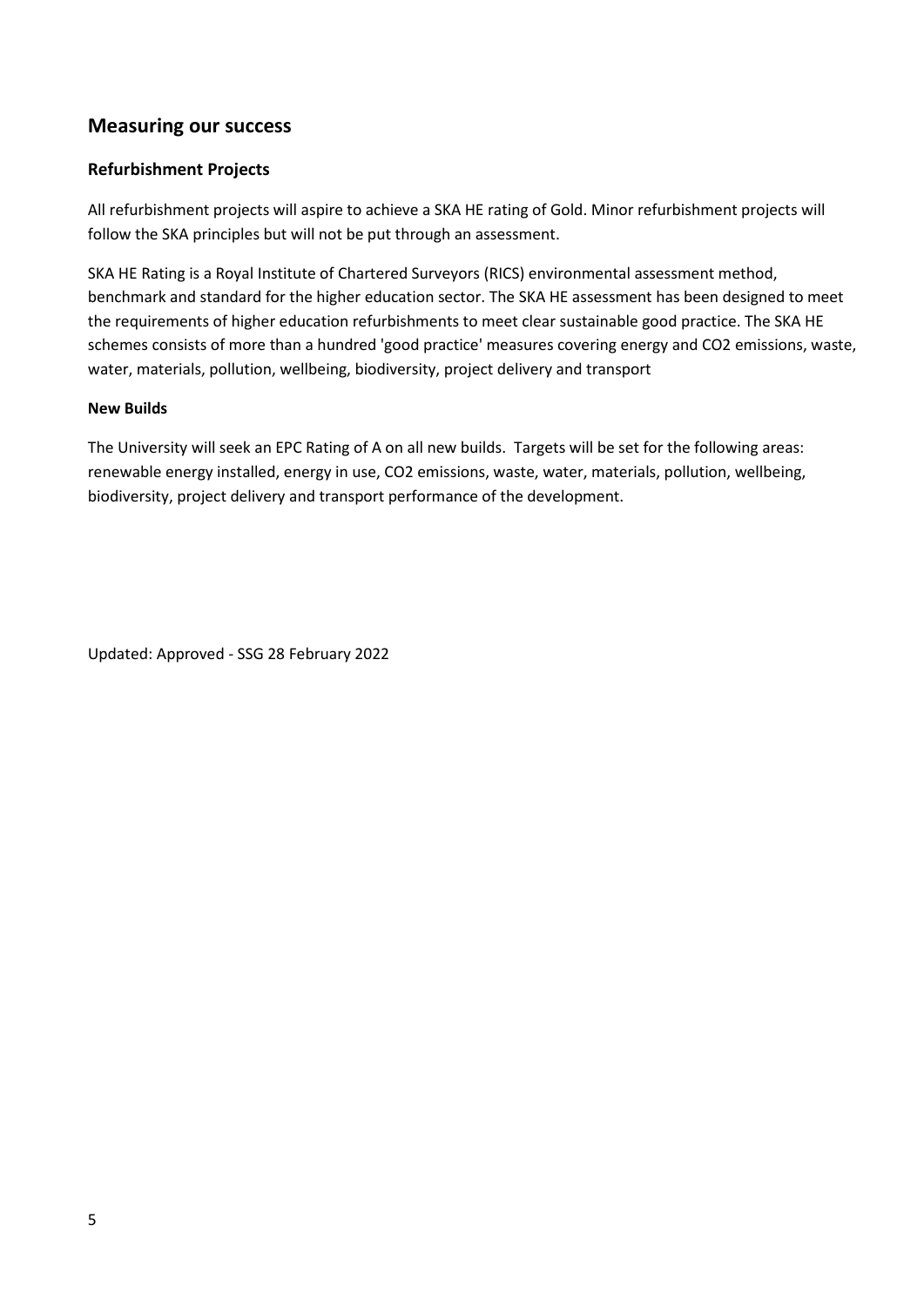## Measuring our success

### Refurbishment Projects

All refurbishment projects will aspire to achieve a SKA HE rating of Gold. Minor refurbishment projects will follow the SKA principles but will not be put through an assessment.

SKA HE Rating is a Royal Institute of Chartered Surveyors (RICS) environmental assessment method, benchmark and standard for the higher education sector. The SKA HE assessment has been designed to meet the requirements of higher education refurbishments to meet clear sustainable good practice. The SKA HE schemes consists of more than a hundred 'good practice' measures covering energy and $CO_2$ emissions, waste, water, materials, pollution, wellbeing, biodiversity, project delivery and transport

**New Builds**

The University will seek an EPC Rating of A on all new builds. Targets will be set for the following areas: renewable energy installed, energy in use, $CO_2$ emissions, waste, water, materials, pollution, wellbeing, biodiversity, project delivery and transport performance of the development.

Updated: Approved - SSG 28 February 2022